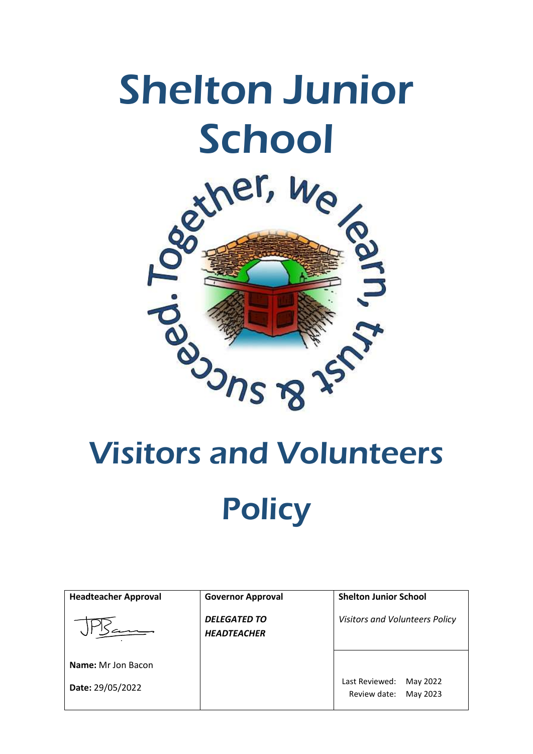# Shelton Junior School

Together, we learn, trust & succeed.

# Visitors and Volunteers Policy

| Headteacher Approval | Governor Approval | Shelton Junior School |
| --- | --- | --- |
| | ***DELEGATED TO HEADTEACHER*** | *Visitors and Volunteers Policy* |
| **Name:** Mr Jon Bacon<br>**Date:** 29/05/2022 | | Last Reviewed: May 2022<br>Review date: May 2023 |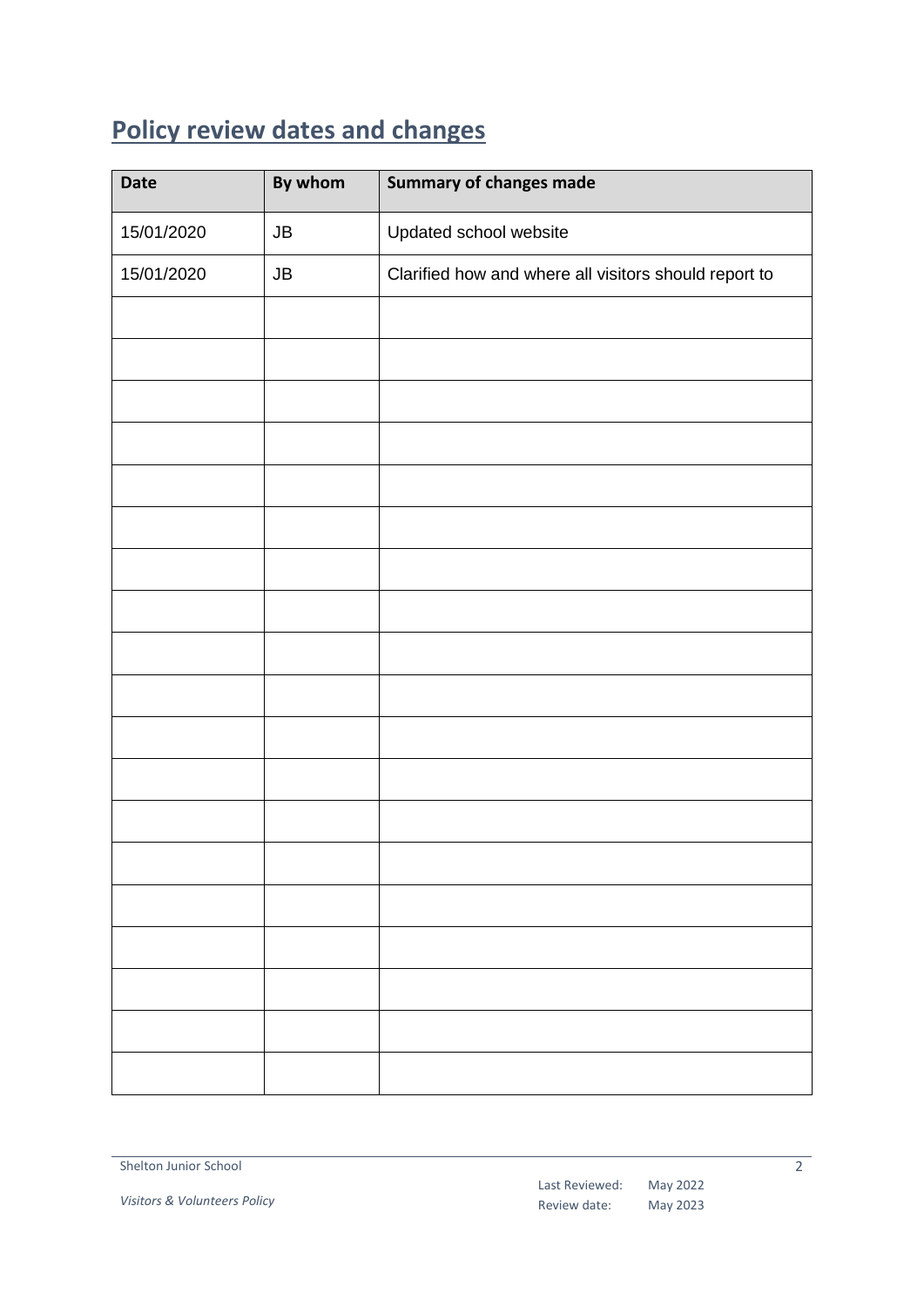## Policy review dates and changes

| Date | By whom | Summary of changes made |
|---|---|---|
| 15/01/2020 | JB | Updated school website |
| 15/01/2020 | JB | Clarified how and where all visitors should report to |
| | | |
| | | |
| | | |
| | | |
| | | |
| | | |
| | | |
| | | |
| | | |
| | | |
| | | |
| | | |
| | | |
| | | |
| | | |
| | | |
| | | |
| | | |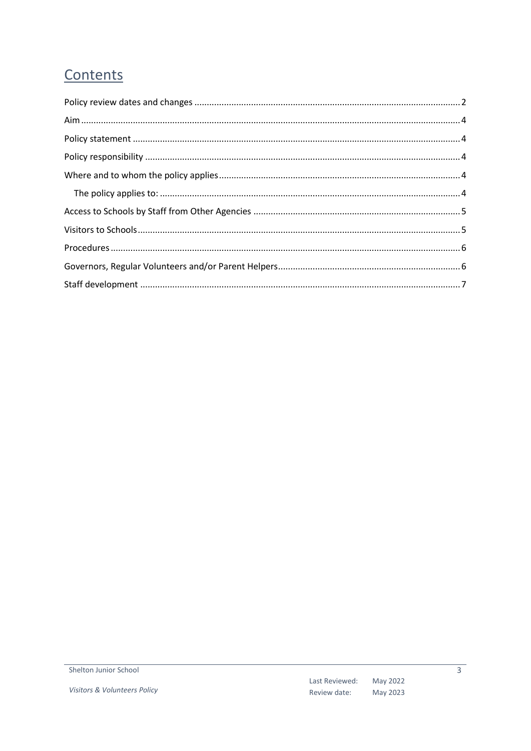# Contents

Policy review dates and changes ........................................................................................................... 2

Aim ........................................................................................................................................................ 4

Policy statement .................................................................................................................................... 4

Policy responsibility ............................................................................................................................... 4

Where and to whom the policy applies ................................................................................................. 4

- The policy applies to: ........................................................................................................................ 4

Access to Schools by Staff from Other Agencies ................................................................................... 5

Visitors to Schools .................................................................................................................................. 5

Procedures ............................................................................................................................................. 6

Governors, Regular Volunteers and/or Parent Helpers .......................................................................... 6

Staff development .................................................................................................................................. 7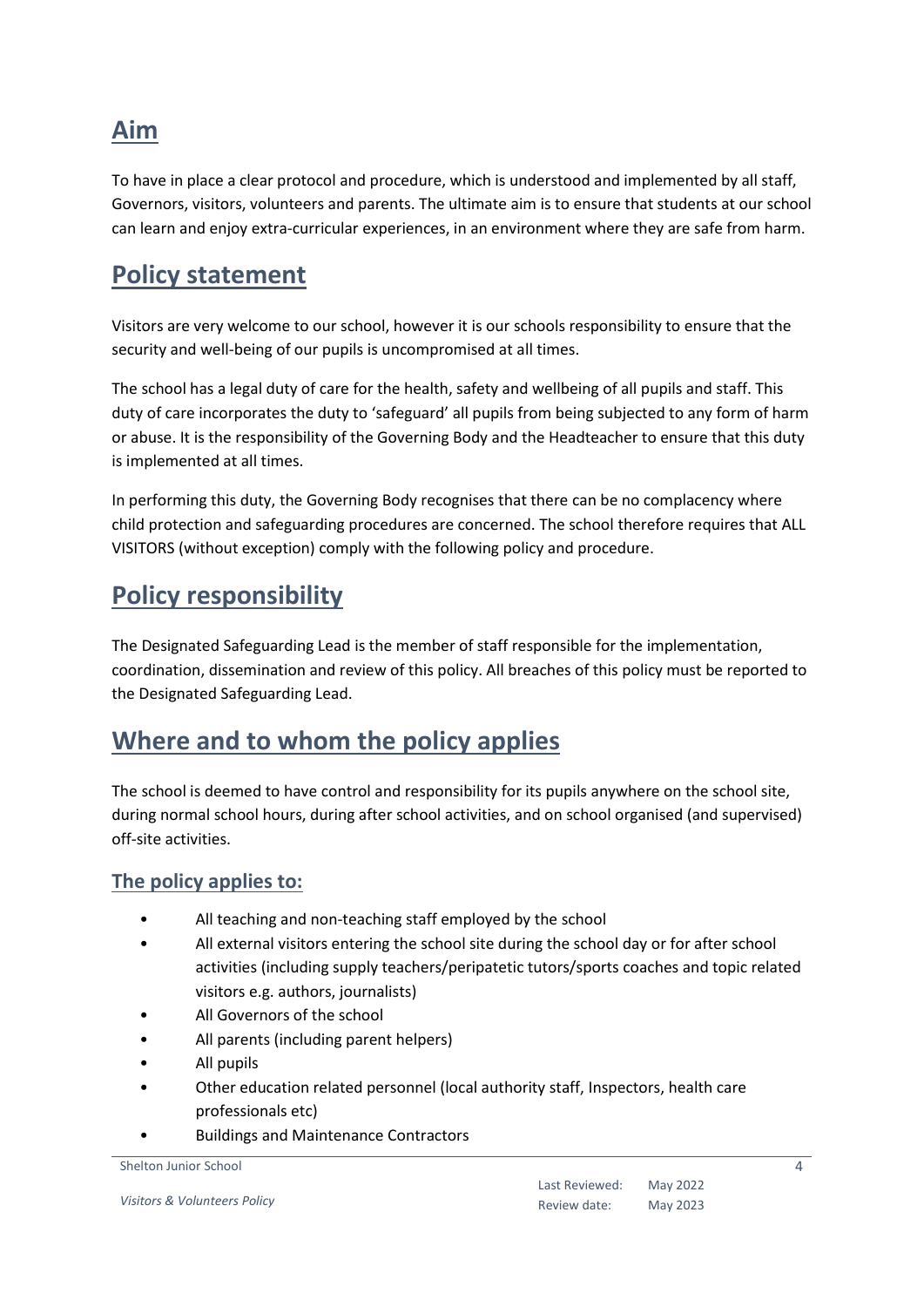## Aim

To have in place a clear protocol and procedure, which is understood and implemented by all staff, Governors, visitors, volunteers and parents. The ultimate aim is to ensure that students at our school can learn and enjoy extra-curricular experiences, in an environment where they are safe from harm.

## Policy statement

Visitors are very welcome to our school, however it is our schools responsibility to ensure that the security and well-being of our pupils is uncompromised at all times.

The school has a legal duty of care for the health, safety and wellbeing of all pupils and staff. This duty of care incorporates the duty to 'safeguard' all pupils from being subjected to any form of harm or abuse. It is the responsibility of the Governing Body and the Headteacher to ensure that this duty is implemented at all times.

In performing this duty, the Governing Body recognises that there can be no complacency where child protection and safeguarding procedures are concerned. The school therefore requires that ALL VISITORS (without exception) comply with the following policy and procedure.

## Policy responsibility

The Designated Safeguarding Lead is the member of staff responsible for the implementation, coordination, dissemination and review of this policy. All breaches of this policy must be reported to the Designated Safeguarding Lead.

## Where and to whom the policy applies

The school is deemed to have control and responsibility for its pupils anywhere on the school site, during normal school hours, during after school activities, and on school organised (and supervised) off-site activities.

### The policy applies to:

- All teaching and non-teaching staff employed by the school
- All external visitors entering the school site during the school day or for after school activities (including supply teachers/peripatetic tutors/sports coaches and topic related visitors e.g. authors, journalists)
- All Governors of the school
- All parents (including parent helpers)
- All pupils
- Other education related personnel (local authority staff, Inspectors, health care professionals etc)
- Buildings and Maintenance Contractors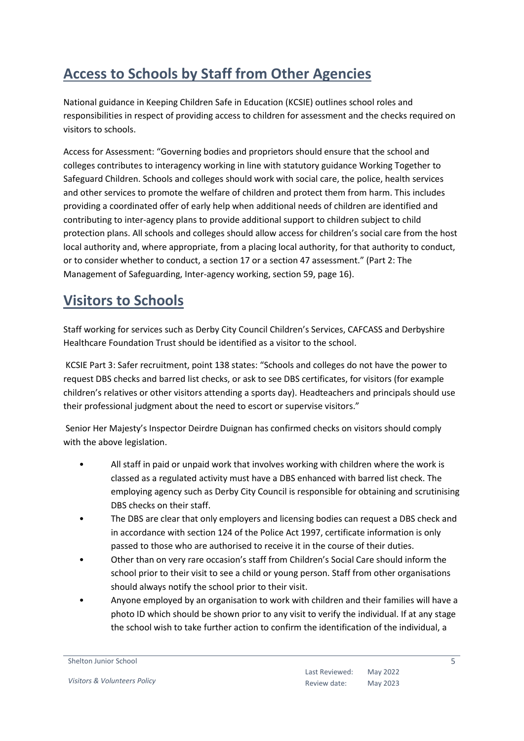# Access to Schools by Staff from Other Agencies

National guidance in Keeping Children Safe in Education (KCSIE) outlines school roles and responsibilities in respect of providing access to children for assessment and the checks required on visitors to schools.

Access for Assessment: "Governing bodies and proprietors should ensure that the school and colleges contributes to interagency working in line with statutory guidance Working Together to Safeguard Children. Schools and colleges should work with social care, the police, health services and other services to promote the welfare of children and protect them from harm. This includes providing a coordinated offer of early help when additional needs of children are identified and contributing to inter-agency plans to provide additional support to children subject to child protection plans. All schools and colleges should allow access for children's social care from the host local authority and, where appropriate, from a placing local authority, for that authority to conduct, or to consider whether to conduct, a section 17 or a section 47 assessment." (Part 2: The Management of Safeguarding, Inter-agency working, section 59, page 16).

# Visitors to Schools

Staff working for services such as Derby City Council Children's Services, CAFCASS and Derbyshire Healthcare Foundation Trust should be identified as a visitor to the school.

KCSIE Part 3: Safer recruitment, point 138 states: "Schools and colleges do not have the power to request DBS checks and barred list checks, or ask to see DBS certificates, for visitors (for example children's relatives or other visitors attending a sports day). Headteachers and principals should use their professional judgment about the need to escort or supervise visitors."

Senior Her Majesty's Inspector Deirdre Duignan has confirmed checks on visitors should comply with the above legislation.

- All staff in paid or unpaid work that involves working with children where the work is classed as a regulated activity must have a DBS enhanced with barred list check. The employing agency such as Derby City Council is responsible for obtaining and scrutinising DBS checks on their staff.
- The DBS are clear that only employers and licensing bodies can request a DBS check and in accordance with section 124 of the Police Act 1997, certificate information is only passed to those who are authorised to receive it in the course of their duties.
- Other than on very rare occasion's staff from Children's Social Care should inform the school prior to their visit to see a child or young person. Staff from other organisations should always notify the school prior to their visit.
- Anyone employed by an organisation to work with children and their families will have a photo ID which should be shown prior to any visit to verify the individual. If at any stage the school wish to take further action to confirm the identification of the individual, a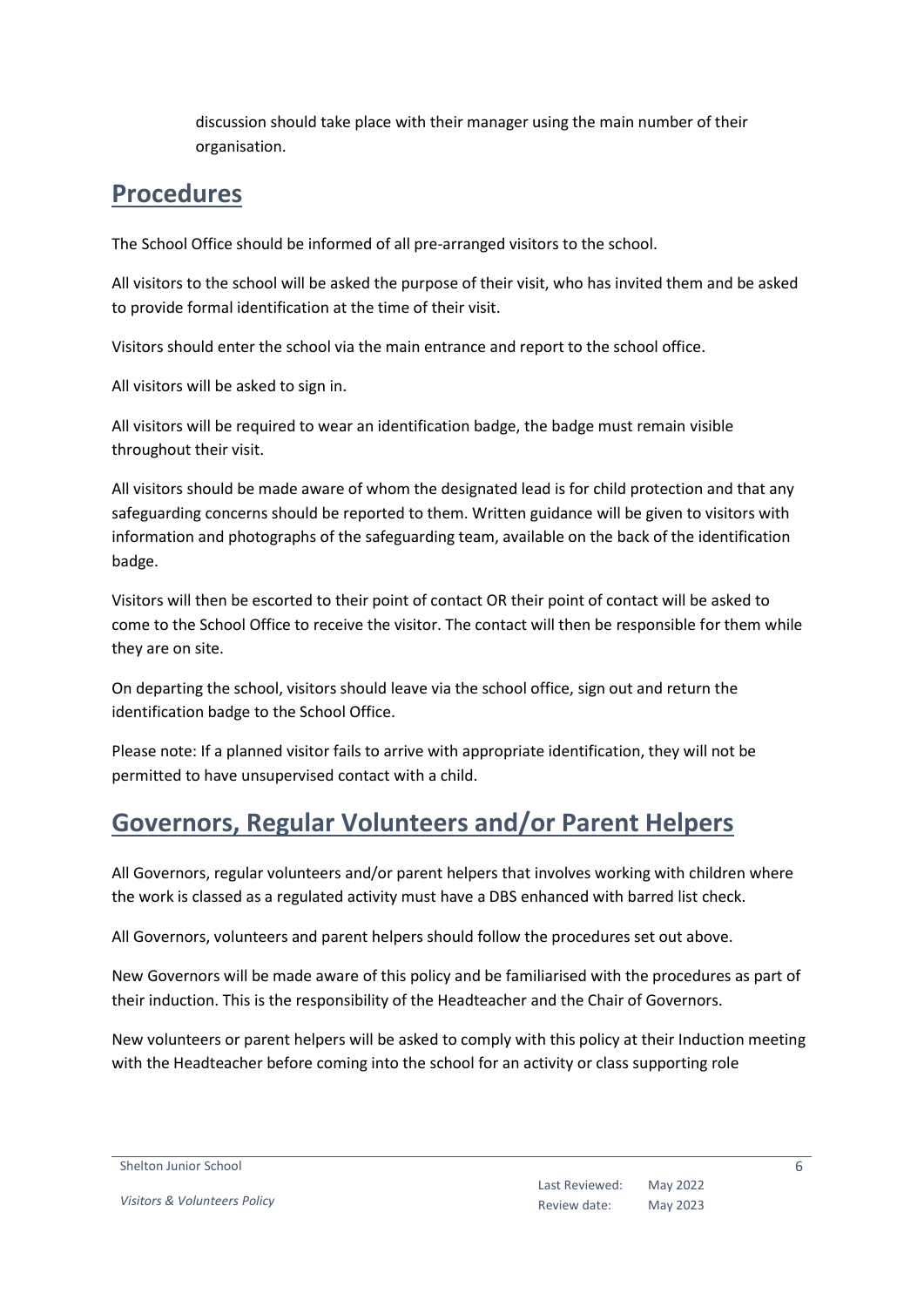discussion should take place with their manager using the main number of their organisation.

## Procedures

The School Office should be informed of all pre-arranged visitors to the school.

All visitors to the school will be asked the purpose of their visit, who has invited them and be asked to provide formal identification at the time of their visit.

Visitors should enter the school via the main entrance and report to the school office.

All visitors will be asked to sign in.

All visitors will be required to wear an identification badge, the badge must remain visible throughout their visit.

All visitors should be made aware of whom the designated lead is for child protection and that any safeguarding concerns should be reported to them. Written guidance will be given to visitors with information and photographs of the safeguarding team, available on the back of the identification badge.

Visitors will then be escorted to their point of contact OR their point of contact will be asked to come to the School Office to receive the visitor. The contact will then be responsible for them while they are on site.

On departing the school, visitors should leave via the school office, sign out and return the identification badge to the School Office.

Please note: If a planned visitor fails to arrive with appropriate identification, they will not be permitted to have unsupervised contact with a child.

## Governors, Regular Volunteers and/or Parent Helpers

All Governors, regular volunteers and/or parent helpers that involves working with children where the work is classed as a regulated activity must have a DBS enhanced with barred list check.

All Governors, volunteers and parent helpers should follow the procedures set out above.

New Governors will be made aware of this policy and be familiarised with the procedures as part of their induction. This is the responsibility of the Headteacher and the Chair of Governors.

New volunteers or parent helpers will be asked to comply with this policy at their Induction meeting with the Headteacher before coming into the school for an activity or class supporting role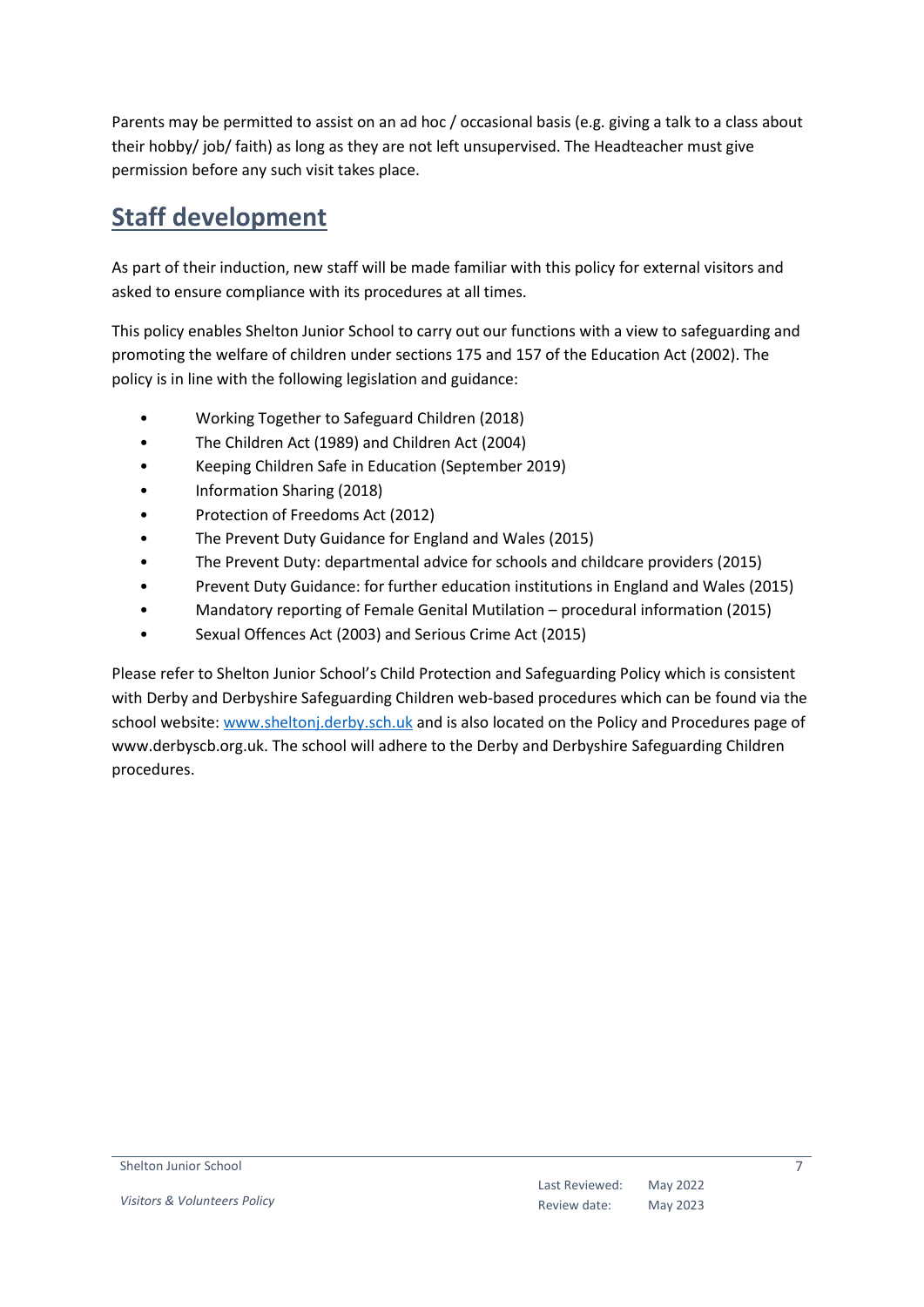Parents may be permitted to assist on an ad hoc / occasional basis (e.g. giving a talk to a class about their hobby/ job/ faith) as long as they are not left unsupervised. The Headteacher must give permission before any such visit takes place.

## Staff development

As part of their induction, new staff will be made familiar with this policy for external visitors and asked to ensure compliance with its procedures at all times.

This policy enables Shelton Junior School to carry out our functions with a view to safeguarding and promoting the welfare of children under sections 175 and 157 of the Education Act (2002). The policy is in line with the following legislation and guidance:

- Working Together to Safeguard Children (2018)
- The Children Act (1989) and Children Act (2004)
- Keeping Children Safe in Education (September 2019)
- Information Sharing (2018)
- Protection of Freedoms Act (2012)
- The Prevent Duty Guidance for England and Wales (2015)
- The Prevent Duty: departmental advice for schools and childcare providers (2015)
- Prevent Duty Guidance: for further education institutions in England and Wales (2015)
- Mandatory reporting of Female Genital Mutilation – procedural information (2015)
- Sexual Offences Act (2003) and Serious Crime Act (2015)

Please refer to Shelton Junior School's Child Protection and Safeguarding Policy which is consistent with Derby and Derbyshire Safeguarding Children web-based procedures which can be found via the school website: [www.sheltonj.derby.sch.uk](http://www.sheltonj.derby.sch.uk) and is also located on the Policy and Procedures page of www.derbyscb.org.uk. The school will adhere to the Derby and Derbyshire Safeguarding Children procedures.